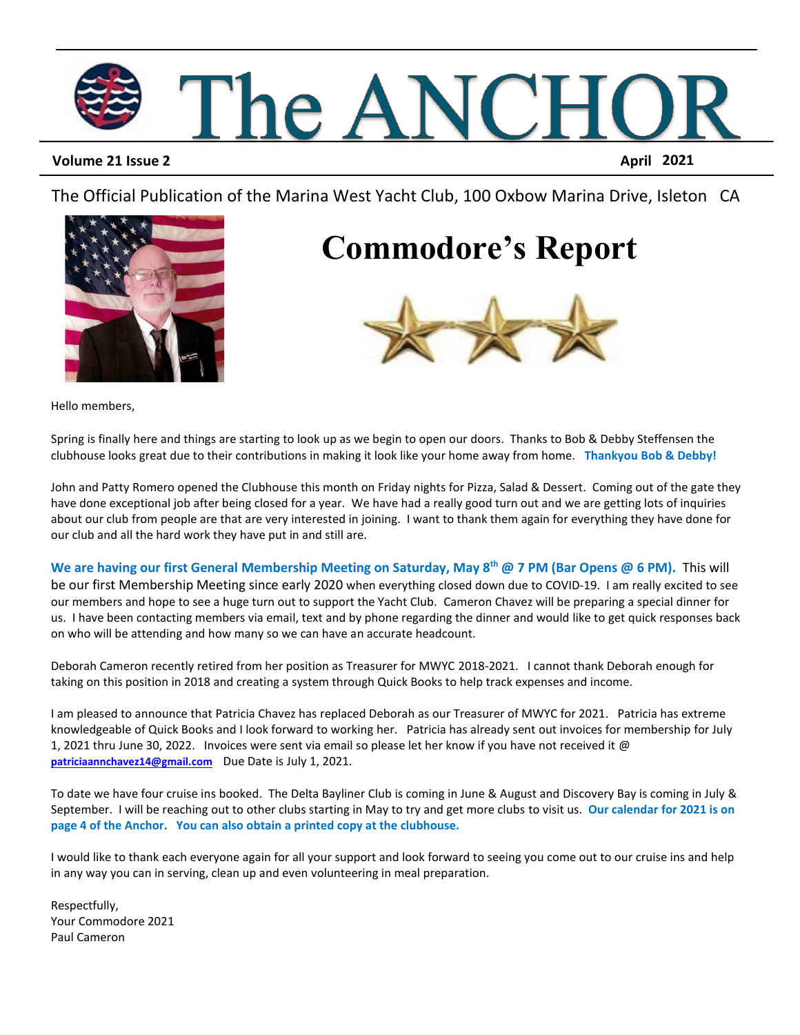# The ANCHOR

**Volume 21 Issue 2** **April 2021**

The Official Publication of the Marina West Yacht Club, 100 Oxbow Marina Drive, Isleton CA

## Commodore's Report

Hello members,

Spring is finally here and things are starting to look up as we begin to open our doors. Thanks to Bob & Debby Steffensen the clubhouse looks great due to their contributions in making it look like your home away from home. **Thankyou Bob & Debby!**

John and Patty Romero opened the Clubhouse this month on Friday nights for Pizza, Salad & Dessert. Coming out of the gate they have done exceptional job after being closed for a year. We have had a really good turn out and we are getting lots of inquiries about our club from people are that are very interested in joining. I want to thank them again for everything they have done for our club and all the hard work they have put in and still are.

**We are having our first General Membership Meeting on Saturday, May 8th @ 7 PM (Bar Opens @ 6 PM).** This will be our first Membership Meeting since early 2020 when everything closed down due to COVID-19. I am really excited to see our members and hope to see a huge turn out to support the Yacht Club. Cameron Chavez will be preparing a special dinner for us. I have been contacting members via email, text and by phone regarding the dinner and would like to get quick responses back on who will be attending and how many so we can have an accurate headcount.

Deborah Cameron recently retired from her position as Treasurer for MWYC 2018-2021. I cannot thank Deborah enough for taking on this position in 2018 and creating a system through Quick Books to help track expenses and income.

I am pleased to announce that Patricia Chavez has replaced Deborah as our Treasurer of MWYC for 2021. Patricia has extreme knowledgeable of Quick Books and I look forward to working her. Patricia has already sent out invoices for membership for July 1, 2021 thru June 30, 2022. Invoices were sent via email so please let her know if you have not received it @ patriciaannchavez14@gmail.com Due Date is July 1, 2021.

To date we have four cruise ins booked. The Delta Bayliner Club is coming in June & August and Discovery Bay is coming in July & September. I will be reaching out to other clubs starting in May to try and get more clubs to visit us. **Our calendar for 2021 is on page 4 of the Anchor. You can also obtain a printed copy at the clubhouse.**

I would like to thank each everyone again for all your support and look forward to seeing you come out to our cruise ins and help in any way you can in serving, clean up and even volunteering in meal preparation.

Respectfully,
Your Commodore 2021
Paul Cameron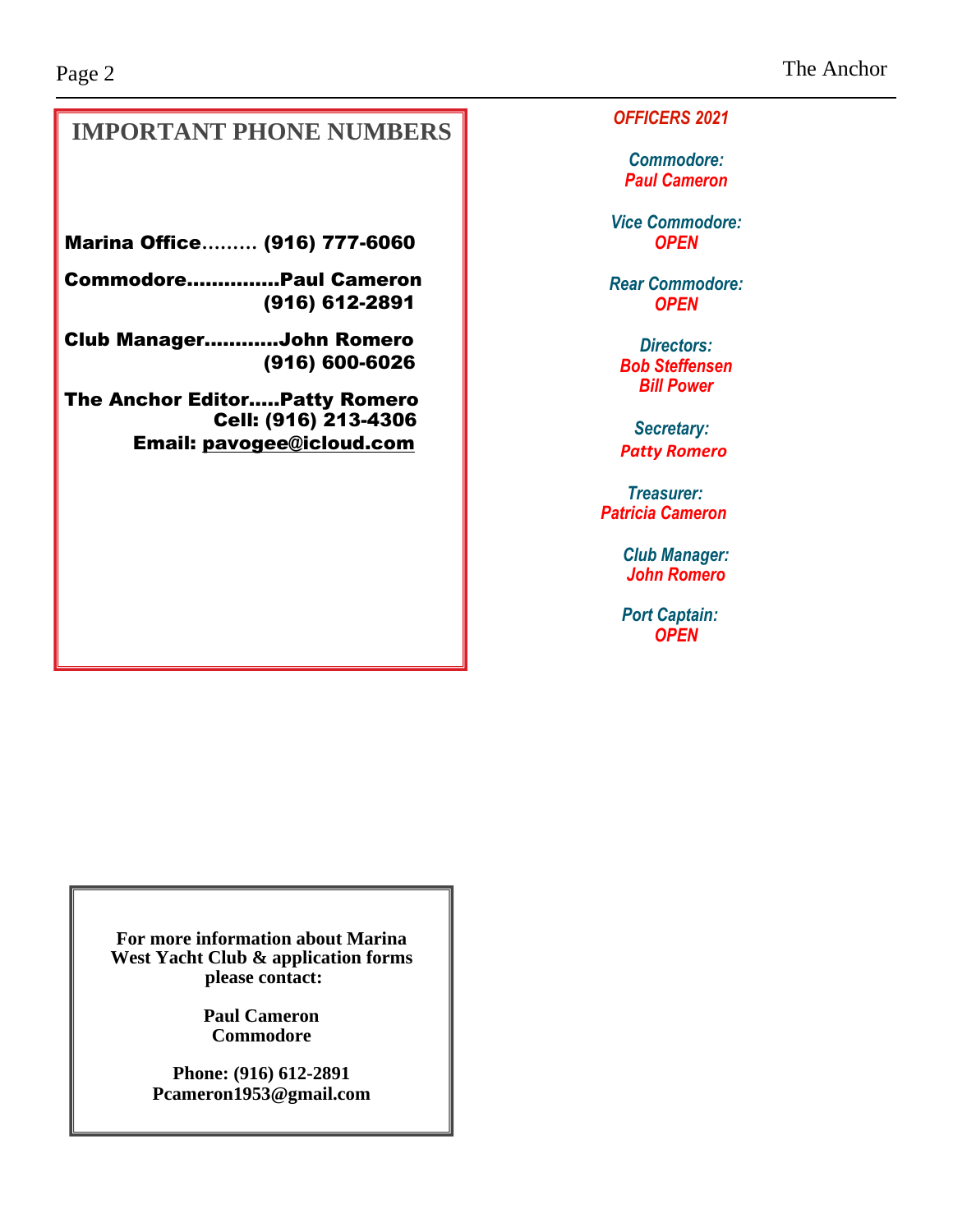## IMPORTANT PHONE NUMBERS

**Marina Office……… (916) 777-6060**

**Commodore…………..Paul Cameron**
**(916) 612-2891**

**Club Manager…………John Romero**
**(916) 600-6026**

**The Anchor Editor…..Patty Romero**
**Cell: (916) 213-4306**
**Email: pavogee@icloud.com**

***OFFICERS 2021***

*Commodore:*
*Paul Cameron*

*Vice Commodore:*
*OPEN*

*Rear Commodore:*
*OPEN*

*Directors:*
*Bob Steffensen*
*Bill Power*

*Secretary:*
*Patty Romero*

*Treasurer:*
*Patricia Cameron*

*Club Manager:*
*John Romero*

*Port Captain:*
*OPEN*

**For more information about Marina West Yacht Club & application forms please contact:**

**Paul Cameron**
**Commodore**

**Phone: (916) 612-2891**
**Pcameron1953@gmail.com**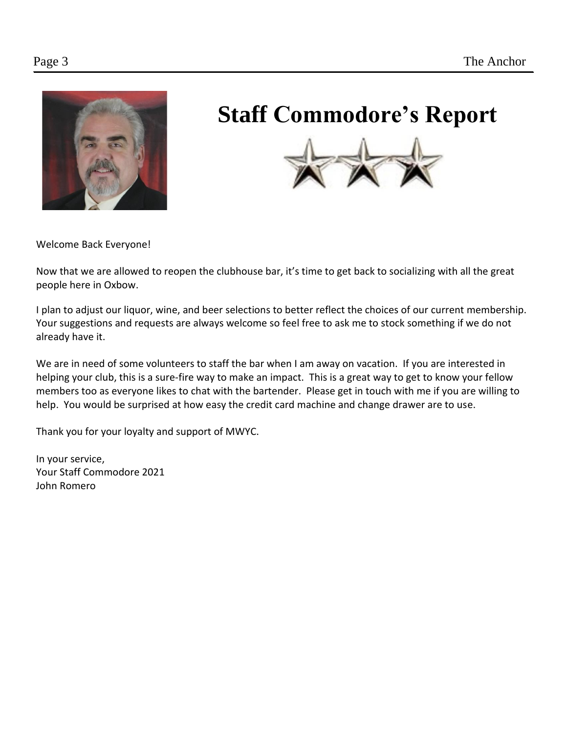# Staff Commodore's Report

Welcome Back Everyone!

Now that we are allowed to reopen the clubhouse bar, it's time to get back to socializing with all the great people here in Oxbow.

I plan to adjust our liquor, wine, and beer selections to better reflect the choices of our current membership. Your suggestions and requests are always welcome so feel free to ask me to stock something if we do not already have it.

We are in need of some volunteers to staff the bar when I am away on vacation. If you are interested in helping your club, this is a sure-fire way to make an impact. This is a great way to get to know your fellow members too as everyone likes to chat with the bartender. Please get in touch with me if you are willing to help. You would be surprised at how easy the credit card machine and change drawer are to use.

Thank you for your loyalty and support of MWYC.

In your service,
Your Staff Commodore 2021
John Romero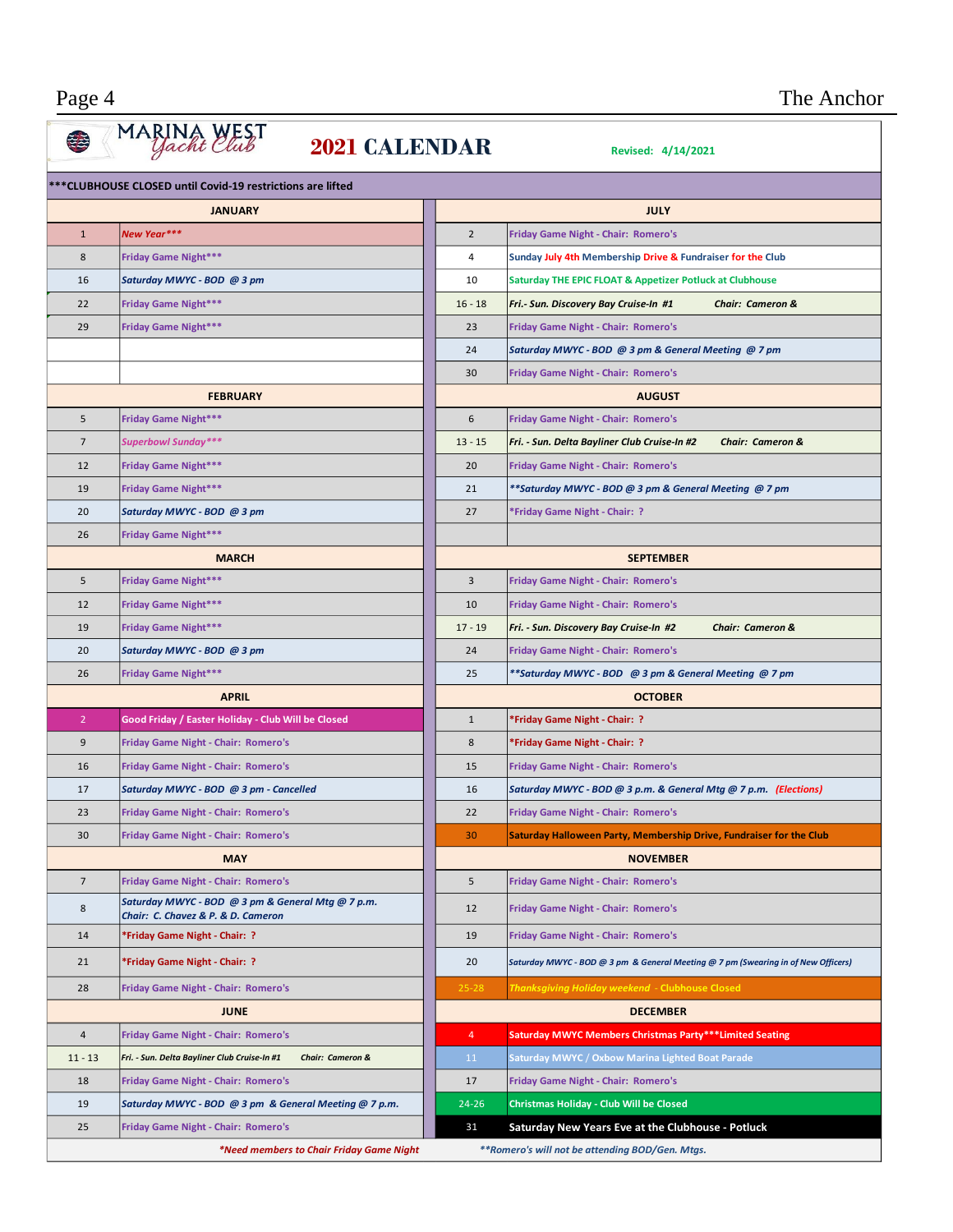# MARINA WEST Yacht Club

## 2021 CALENDAR

Revised: 4/14/2021

***CLUBHOUSE CLOSED until Covid-19 restrictions are lifted

| JANUARY | |
|---|---|
| 1 | *New Year**** |
| 8 | Friday Game Night*** |
| 16 | *Saturday MWYC - BOD @ 3 pm* |
| 22 | Friday Game Night*** |
| 29 | Friday Game Night*** |

| FEBRUARY | |
|---|---|
| 5 | Friday Game Night*** |
| 7 | *Superbowl Sunday**** |
| 12 | Friday Game Night*** |
| 19 | Friday Game Night*** |
| 20 | *Saturday MWYC - BOD @ 3 pm* |
| 26 | Friday Game Night*** |

| MARCH | |
|---|---|
| 5 | Friday Game Night*** |
| 12 | Friday Game Night*** |
| 19 | Friday Game Night*** |
| 20 | *Saturday MWYC - BOD @ 3 pm* |
| 26 | Friday Game Night*** |

| APRIL | |
|---|---|
| 2 | Good Friday / Easter Holiday - Club Will be Closed |
| 9 | Friday Game Night - Chair: Romero's |
| 16 | Friday Game Night - Chair: Romero's |
| 17 | *Saturday MWYC - BOD @ 3 pm - Cancelled* |
| 23 | Friday Game Night - Chair: Romero's |
| 30 | Friday Game Night - Chair: Romero's |

| MAY | |
|---|---|
| 7 | Friday Game Night - Chair: Romero's |
| 8 | *Saturday MWYC - BOD @ 3 pm & General Mtg @ 7 p.m. Chair: C. Chavez & P. & D. Cameron* |
| 14 | *Friday Game Night - Chair: ? |
| 21 | *Friday Game Night - Chair: ? |
| 28 | Friday Game Night - Chair: Romero's |

| JUNE | |
|---|---|
| 4 | Friday Game Night - Chair: Romero's |
| 11 - 13 | *Fri. - Sun. Delta Bayliner Club Cruise-In #1 Chair: Cameron &* |
| 18 | Friday Game Night - Chair: Romero's |
| 19 | *Saturday MWYC - BOD @ 3 pm & General Meeting @ 7 p.m.* |
| 25 | Friday Game Night - Chair: Romero's |

| JULY | |
|---|---|
| 2 | Friday Game Night - Chair: Romero's |
| 4 | Sunday July 4th Membership Drive & Fundraiser for the Club |
| 10 | Saturday THE EPIC FLOAT & Appetizer Potluck at Clubhouse |
| 16 - 18 | *Fri.- Sun. Discovery Bay Cruise-In #1 Chair: Cameron &* |
| 23 | Friday Game Night - Chair: Romero's |
| 24 | *Saturday MWYC - BOD @ 3 pm & General Meeting @ 7 pm* |
| 30 | Friday Game Night - Chair: Romero's |

| AUGUST | |
|---|---|
| 6 | Friday Game Night - Chair: Romero's |
| 13 - 15 | *Fri. - Sun. Delta Bayliner Club Cruise-In #2 Chair: Cameron &* |
| 20 | Friday Game Night - Chair: Romero's |
| 21 | ***Saturday MWYC - BOD @ 3 pm & General Meeting @ 7 pm* |
| 27 | *Friday Game Night - Chair: ? |

| SEPTEMBER | |
|---|---|
| 3 | Friday Game Night - Chair: Romero's |
| 10 | Friday Game Night - Chair: Romero's |
| 17 - 19 | *Fri. - Sun. Discovery Bay Cruise-In #2 Chair: Cameron &* |
| 24 | Friday Game Night - Chair: Romero's |
| 25 | ***Saturday MWYC - BOD @ 3 pm & General Meeting @ 7 pm* |

| OCTOBER | |
|---|---|
| 1 | *Friday Game Night - Chair: ? |
| 8 | *Friday Game Night - Chair: ? |
| 15 | Friday Game Night - Chair: Romero's |
| 16 | *Saturday MWYC - BOD @ 3 p.m. & General Mtg @ 7 p.m. (Elections)* |
| 22 | Friday Game Night - Chair: Romero's |
| 30 | Saturday Halloween Party, Membership Drive, Fundraiser for the Club |

| NOVEMBER | |
|---|---|
| 5 | Friday Game Night - Chair: Romero's |
| 12 | Friday Game Night - Chair: Romero's |
| 19 | Friday Game Night - Chair: Romero's |
| 20 | *Saturday MWYC - BOD @ 3 pm & General Meeting @ 7 pm (Swearing in of New Officers)* |
| 25-28 | *Thanksgiving Holiday weekend* - Clubhouse Closed |

| DECEMBER | |
|---|---|
| 4 | Saturday MWYC Members Christmas Party***Limited Seating |
| 11 | Saturday MWYC / Oxbow Marina Lighted Boat Parade |
| 17 | Friday Game Night - Chair: Romero's |
| 24-26 | Christmas Holiday - Club Will be Closed |
| 31 | Saturday New Years Eve at the Clubhouse - Potluck |

**Need members to Chair Friday Game Night*

***Romero's will not be attending BOD/Gen. Mtgs.*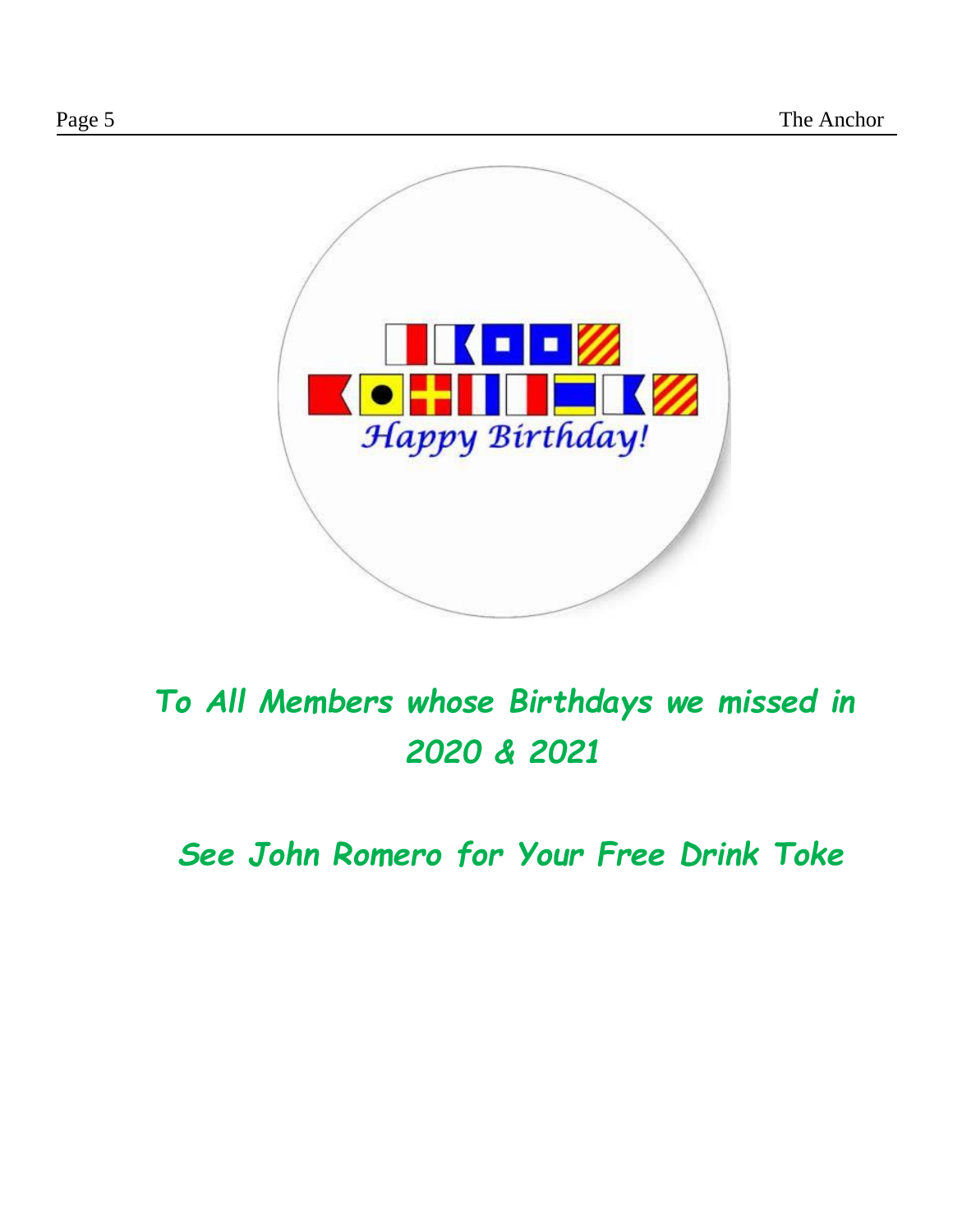Happy Birthday!

***To All Members whose Birthdays we missed in 2020 & 2021***

***See John Romero for Your Free Drink Toke***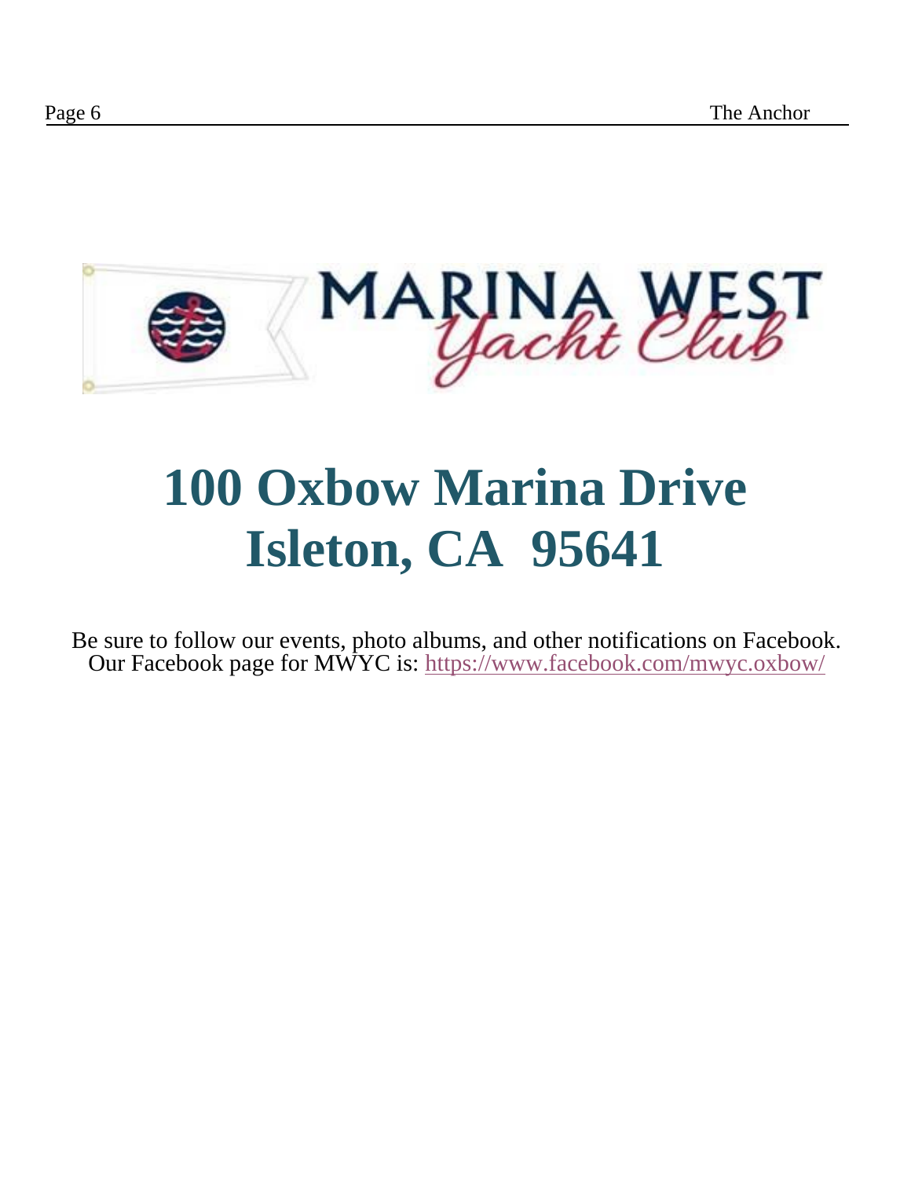# 100 Oxbow Marina Drive
# Isleton, CA 95641

Be sure to follow our events, photo albums, and other notifications on Facebook. Our Facebook page for MWYC is: https://www.facebook.com/mwyc.oxbow/